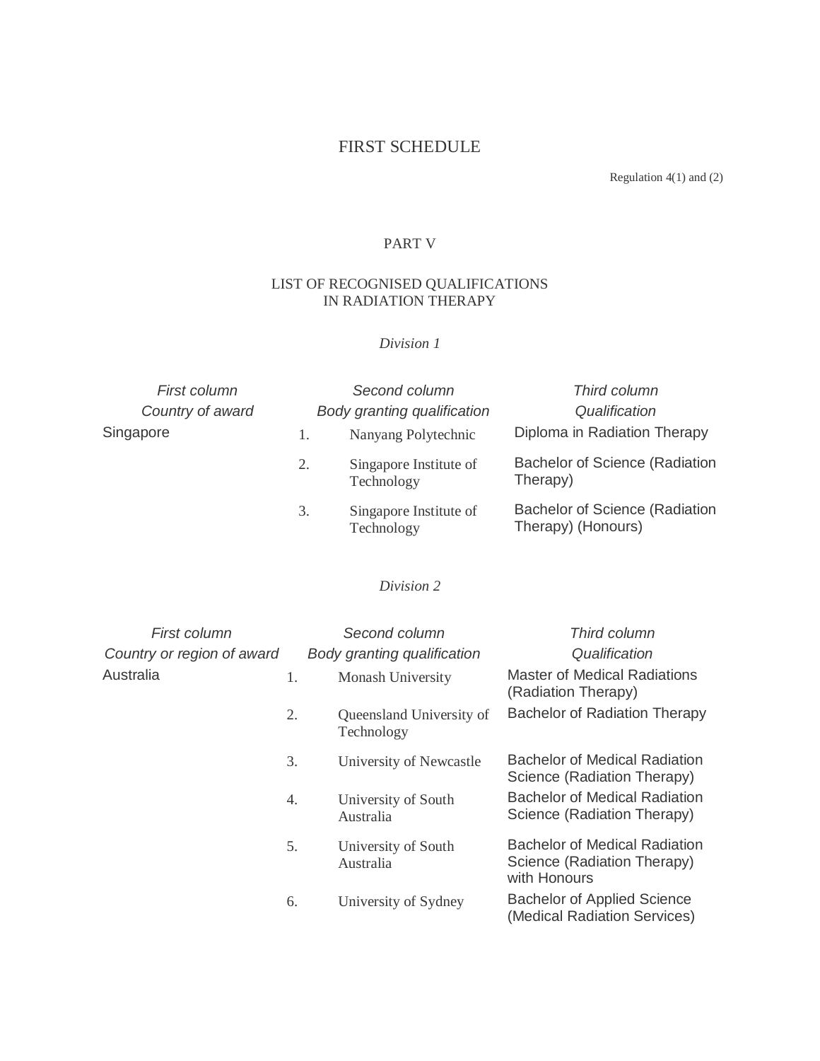# FIRST SCHEDULE

Regulation 4(1) and (2)

## PART V

## LIST OF RECOGNISED QUALIFICATIONS IN RADIATION THERAPY

*Division 1*

| *First column* Country of award | | *Second column* Body granting qualification | *Third column* Qualification |
|---|---|---|---|
| Singapore | 1. | Nanyang Polytechnic | Diploma in Radiation Therapy |
| | 2. | Singapore Institute of Technology | Bachelor of Science (Radiation Therapy) |
| | 3. | Singapore Institute of Technology | Bachelor of Science (Radiation Therapy) (Honours) |

*Division 2*

| *First column* Country or region of award | | *Second column* Body granting qualification | *Third column* Qualification |
|---|---|---|---|
| Australia | 1. | Monash University | Master of Medical Radiations (Radiation Therapy) |
| | 2. | Queensland University of Technology | Bachelor of Radiation Therapy |
| | 3. | University of Newcastle | Bachelor of Medical Radiation Science (Radiation Therapy) |
| | 4. | University of South Australia | Bachelor of Medical Radiation Science (Radiation Therapy) |
| | 5. | University of South Australia | Bachelor of Medical Radiation Science (Radiation Therapy) with Honours |
| | 6. | University of Sydney | Bachelor of Applied Science (Medical Radiation Services) |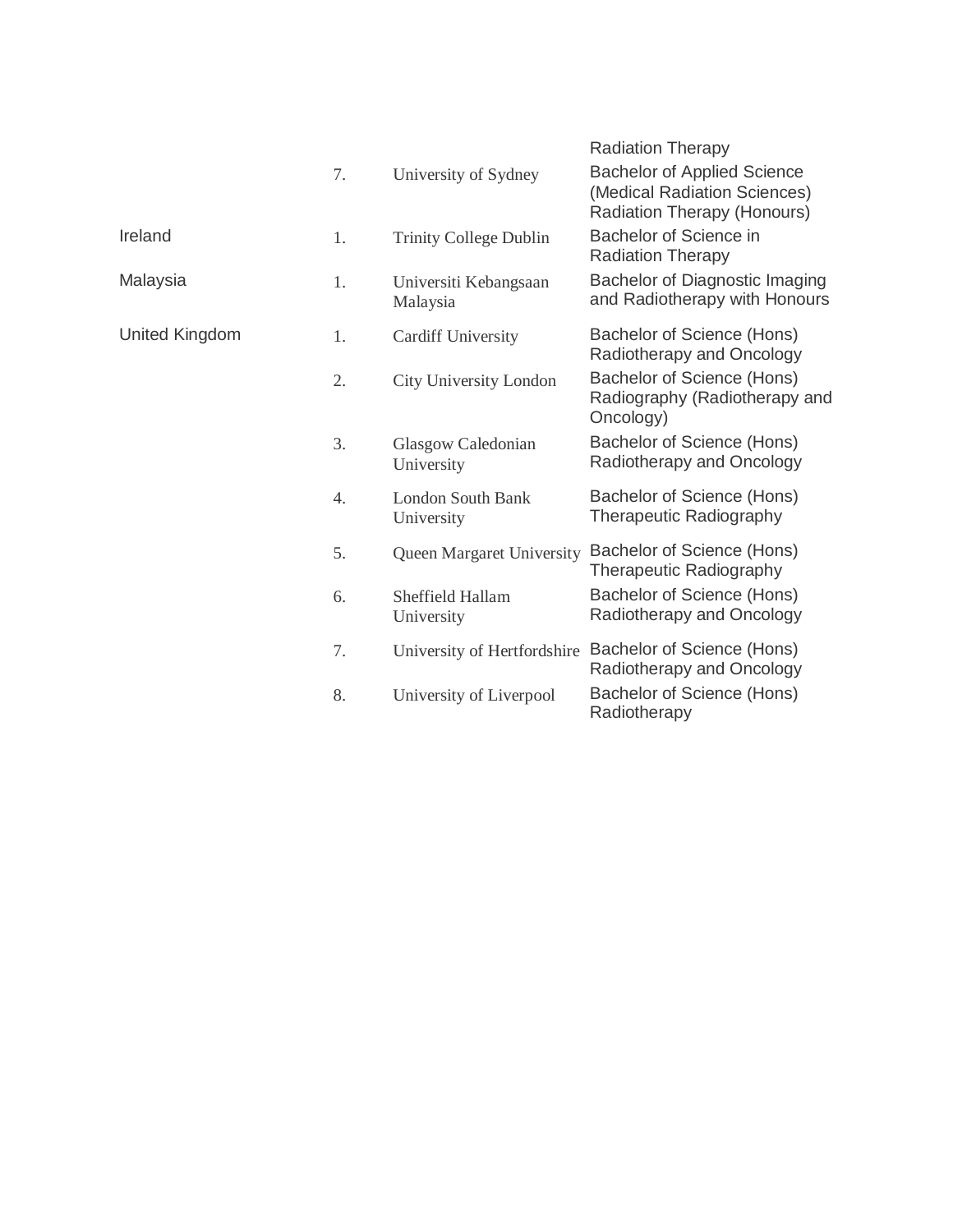| | | | |
|---|---|---|---|
| | | | Radiation Therapy |
| | 7. | University of Sydney | Bachelor of Applied Science (Medical Radiation Sciences) Radiation Therapy (Honours) |
| Ireland | 1. | Trinity College Dublin | Bachelor of Science in Radiation Therapy |
| Malaysia | 1. | Universiti Kebangsaan Malaysia | Bachelor of Diagnostic Imaging and Radiotherapy with Honours |
| United Kingdom | 1. | Cardiff University | Bachelor of Science (Hons) Radiotherapy and Oncology |
| | 2. | City University London | Bachelor of Science (Hons) Radiography (Radiotherapy and Oncology) |
| | 3. | Glasgow Caledonian University | Bachelor of Science (Hons) Radiotherapy and Oncology |
| | 4. | London South Bank University | Bachelor of Science (Hons) Therapeutic Radiography |
| | 5. | Queen Margaret University | Bachelor of Science (Hons) Therapeutic Radiography |
| | 6. | Sheffield Hallam University | Bachelor of Science (Hons) Radiotherapy and Oncology |
| | 7. | University of Hertfordshire | Bachelor of Science (Hons) Radiotherapy and Oncology |
| | 8. | University of Liverpool | Bachelor of Science (Hons) Radiotherapy |